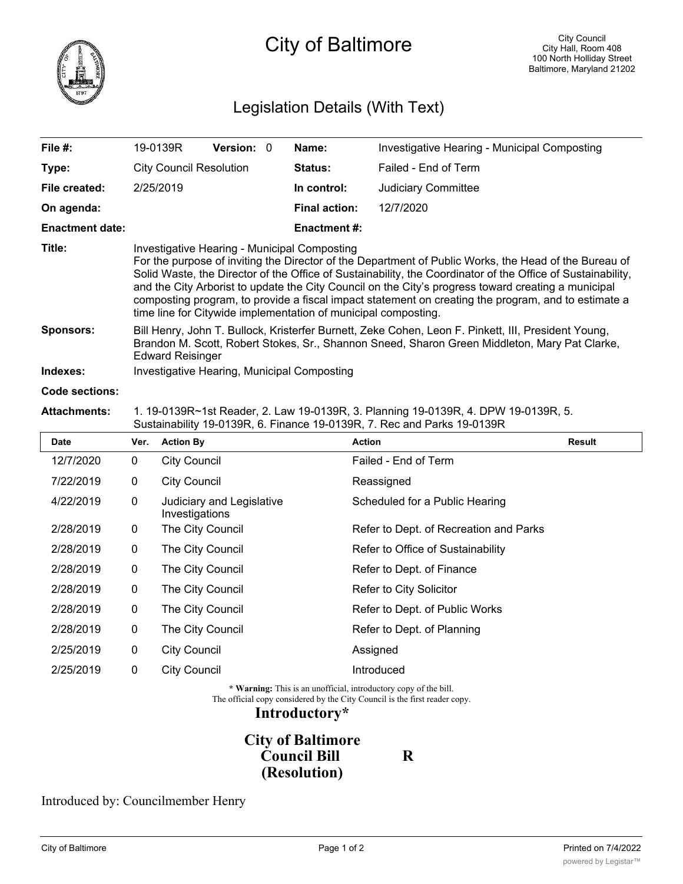# City of Baltimore

City Council
City Hall, Room 408
100 North Holliday Street
Baltimore, Maryland 21202

## Legislation Details (With Text)

| | | | |
|---|---|---|---|
| **File #:** | 19-0139R **Version:** 0 | **Name:** | Investigative Hearing - Municipal Composting |
| **Type:** | City Council Resolution | **Status:** | Failed - End of Term |
| **File created:** | 2/25/2019 | **In control:** | Judiciary Committee |
| **On agenda:** | | **Final action:** | 12/7/2020 |
| **Enactment date:** | | **Enactment #:** | |

**Title:** Investigative Hearing - Municipal Composting
For the purpose of inviting the Director of the Department of Public Works, the Head of the Bureau of Solid Waste, the Director of the Office of Sustainability, the Coordinator of the Office of Sustainability, and the City Arborist to update the City Council on the City's progress toward creating a municipal composting program, to provide a fiscal impact statement on creating the program, and to estimate a time line for Citywide implementation of municipal composting.

**Sponsors:** Bill Henry, John T. Bullock, Kristerfer Burnett, Zeke Cohen, Leon F. Pinkett, III, President Young, Brandon M. Scott, Robert Stokes, Sr., Shannon Sneed, Sharon Green Middleton, Mary Pat Clarke, Edward Reisinger

**Indexes:** Investigative Hearing, Municipal Composting

**Code sections:**

**Attachments:** 1. 19-0139R~1st Reader, 2. Law 19-0139R, 3. Planning 19-0139R, 4. DPW 19-0139R, 5. Sustainability 19-0139R, 6. Finance 19-0139R, 7. Rec and Parks 19-0139R

| Date | Ver. | Action By | Action | Result |
|---|---|---|---|---|
| 12/7/2020 | 0 | City Council | Failed - End of Term | |
| 7/22/2019 | 0 | City Council | Reassigned | |
| 4/22/2019 | 0 | Judiciary and Legislative Investigations | Scheduled for a Public Hearing | |
| 2/28/2019 | 0 | The City Council | Refer to Dept. of Recreation and Parks | |
| 2/28/2019 | 0 | The City Council | Refer to Office of Sustainability | |
| 2/28/2019 | 0 | The City Council | Refer to Dept. of Finance | |
| 2/28/2019 | 0 | The City Council | Refer to City Solicitor | |
| 2/28/2019 | 0 | The City Council | Refer to Dept. of Public Works | |
| 2/28/2019 | 0 | The City Council | Refer to Dept. of Planning | |
| 2/25/2019 | 0 | City Council | Assigned | |
| 2/25/2019 | 0 | City Council | Introduced | |

\* **Warning:** This is an unofficial, introductory copy of the bill.
The official copy considered by the City Council is the first reader copy.

**Introductory\***

**City of Baltimore**
**Council Bill R**
**(Resolution)**

Introduced by: Councilmember Henry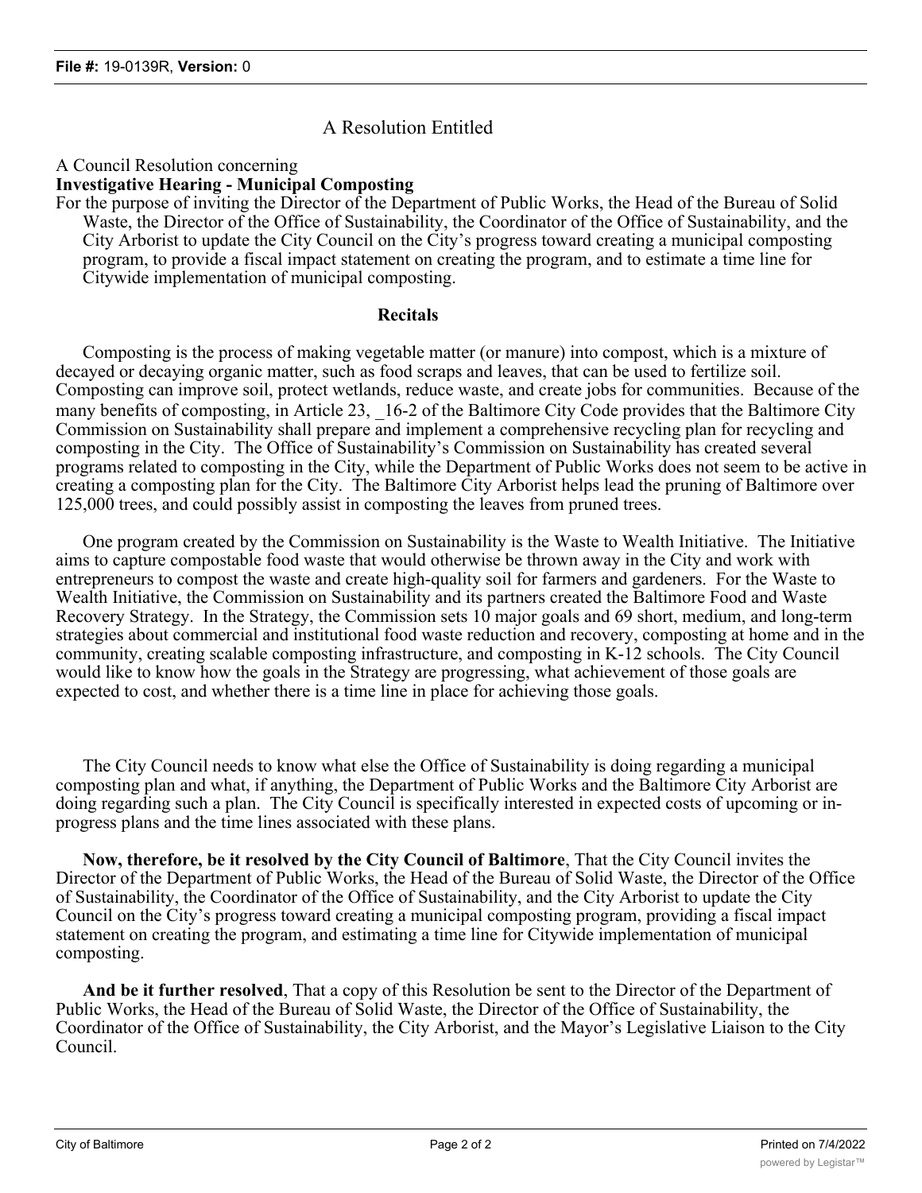**File #:** 19-0139R, **Version:** 0

A Resolution Entitled

A Council Resolution concerning

**Investigative Hearing - Municipal Composting**

For the purpose of inviting the Director of the Department of Public Works, the Head of the Bureau of Solid Waste, the Director of the Office of Sustainability, the Coordinator of the Office of Sustainability, and the City Arborist to update the City Council on the City's progress toward creating a municipal composting program, to provide a fiscal impact statement on creating the program, and to estimate a time line for Citywide implementation of municipal composting.

**Recitals**

Composting is the process of making vegetable matter (or manure) into compost, which is a mixture of decayed or decaying organic matter, such as food scraps and leaves, that can be used to fertilize soil. Composting can improve soil, protect wetlands, reduce waste, and create jobs for communities. Because of the many benefits of composting, in Article 23, _16-2 of the Baltimore City Code provides that the Baltimore City Commission on Sustainability shall prepare and implement a comprehensive recycling plan for recycling and composting in the City. The Office of Sustainability's Commission on Sustainability has created several programs related to composting in the City, while the Department of Public Works does not seem to be active in creating a composting plan for the City. The Baltimore City Arborist helps lead the pruning of Baltimore over 125,000 trees, and could possibly assist in composting the leaves from pruned trees.

One program created by the Commission on Sustainability is the Waste to Wealth Initiative. The Initiative aims to capture compostable food waste that would otherwise be thrown away in the City and work with entrepreneurs to compost the waste and create high-quality soil for farmers and gardeners. For the Waste to Wealth Initiative, the Commission on Sustainability and its partners created the Baltimore Food and Waste Recovery Strategy. In the Strategy, the Commission sets 10 major goals and 69 short, medium, and long-term strategies about commercial and institutional food waste reduction and recovery, composting at home and in the community, creating scalable composting infrastructure, and composting in K-12 schools. The City Council would like to know how the goals in the Strategy are progressing, what achievement of those goals are expected to cost, and whether there is a time line in place for achieving those goals.

The City Council needs to know what else the Office of Sustainability is doing regarding a municipal composting plan and what, if anything, the Department of Public Works and the Baltimore City Arborist are doing regarding such a plan. The City Council is specifically interested in expected costs of upcoming or in-progress plans and the time lines associated with these plans.

**Now, therefore, be it resolved by the City Council of Baltimore**, That the City Council invites the Director of the Department of Public Works, the Head of the Bureau of Solid Waste, the Director of the Office of Sustainability, the Coordinator of the Office of Sustainability, and the City Arborist to update the City Council on the City's progress toward creating a municipal composting program, providing a fiscal impact statement on creating the program, and estimating a time line for Citywide implementation of municipal composting.

**And be it further resolved**, That a copy of this Resolution be sent to the Director of the Department of Public Works, the Head of the Bureau of Solid Waste, the Director of the Office of Sustainability, the Coordinator of the Office of Sustainability, the City Arborist, and the Mayor's Legislative Liaison to the City Council.